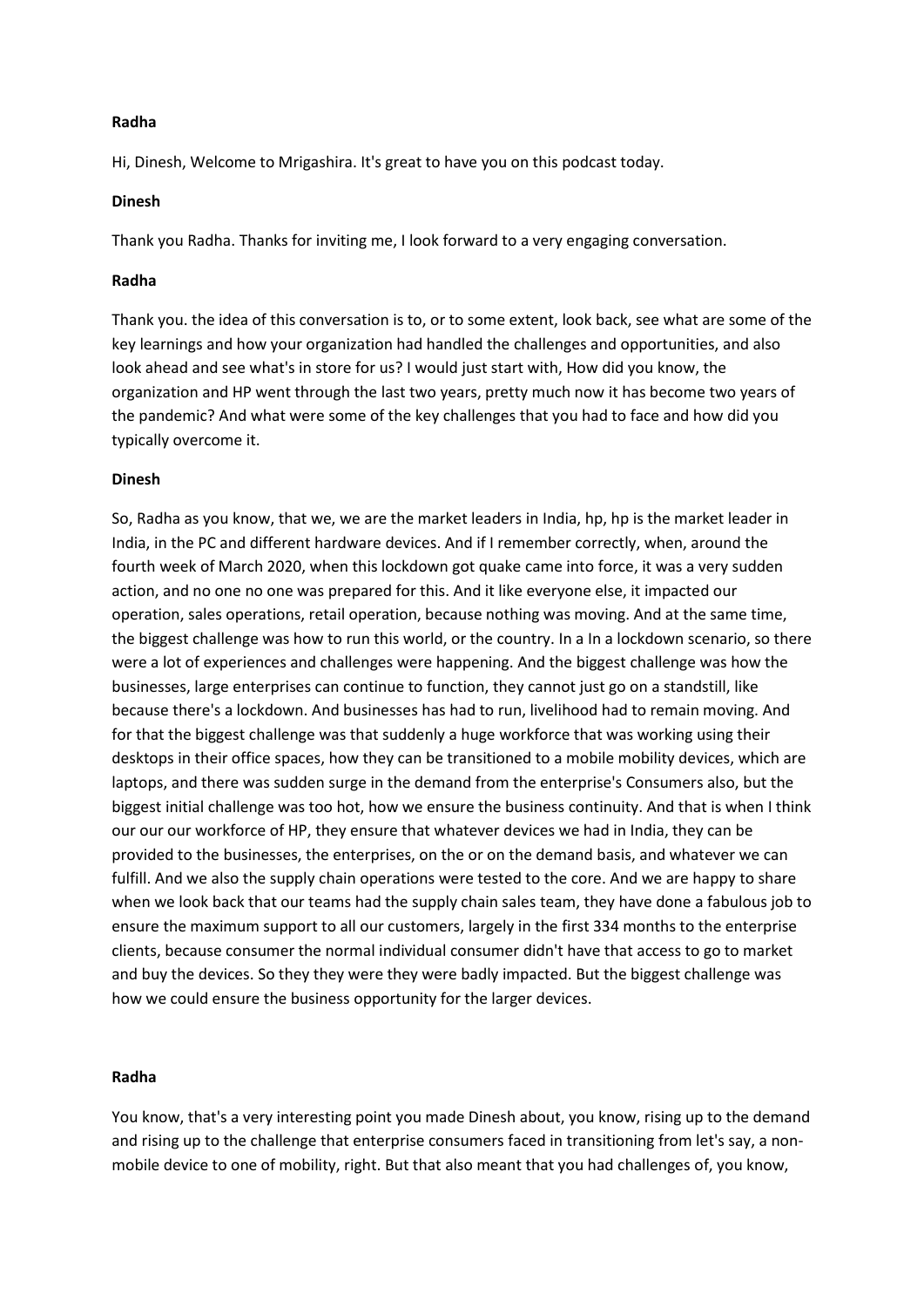**Radha**

Hi, Dinesh, Welcome to Mrigashira. It's great to have you on this podcast today.

**Dinesh**

Thank you Radha. Thanks for inviting me, I look forward to a very engaging conversation.

**Radha**

Thank you. the idea of this conversation is to, or to some extent, look back, see what are some of the key learnings and how your organization had handled the challenges and opportunities, and also look ahead and see what's in store for us? I would just start with, How did you know, the organization and HP went through the last two years, pretty much now it has become two years of the pandemic? And what were some of the key challenges that you had to face and how did you typically overcome it.

**Dinesh**

So, Radha as you know, that we, we are the market leaders in India, hp, hp is the market leader in India, in the PC and different hardware devices. And if I remember correctly, when, around the fourth week of March 2020, when this lockdown got quake came into force, it was a very sudden action, and no one no one was prepared for this. And it like everyone else, it impacted our operation, sales operations, retail operation, because nothing was moving. And at the same time, the biggest challenge was how to run this world, or the country. In a In a lockdown scenario, so there were a lot of experiences and challenges were happening. And the biggest challenge was how the businesses, large enterprises can continue to function, they cannot just go on a standstill, like because there's a lockdown. And businesses has had to run, livelihood had to remain moving. And for that the biggest challenge was that suddenly a huge workforce that was working using their desktops in their office spaces, how they can be transitioned to a mobile mobility devices, which are laptops, and there was sudden surge in the demand from the enterprise's Consumers also, but the biggest initial challenge was too hot, how we ensure the business continuity. And that is when I think our our our workforce of HP, they ensure that whatever devices we had in India, they can be provided to the businesses, the enterprises, on the or on the demand basis, and whatever we can fulfill. And we also the supply chain operations were tested to the core. And we are happy to share when we look back that our teams had the supply chain sales team, they have done a fabulous job to ensure the maximum support to all our customers, largely in the first 334 months to the enterprise clients, because consumer the normal individual consumer didn't have that access to go to market and buy the devices. So they they were they were badly impacted. But the biggest challenge was how we could ensure the business opportunity for the larger devices.

**Radha**

You know, that's a very interesting point you made Dinesh about, you know, rising up to the demand and rising up to the challenge that enterprise consumers faced in transitioning from let's say, a non-mobile device to one of mobility, right. But that also meant that you had challenges of, you know,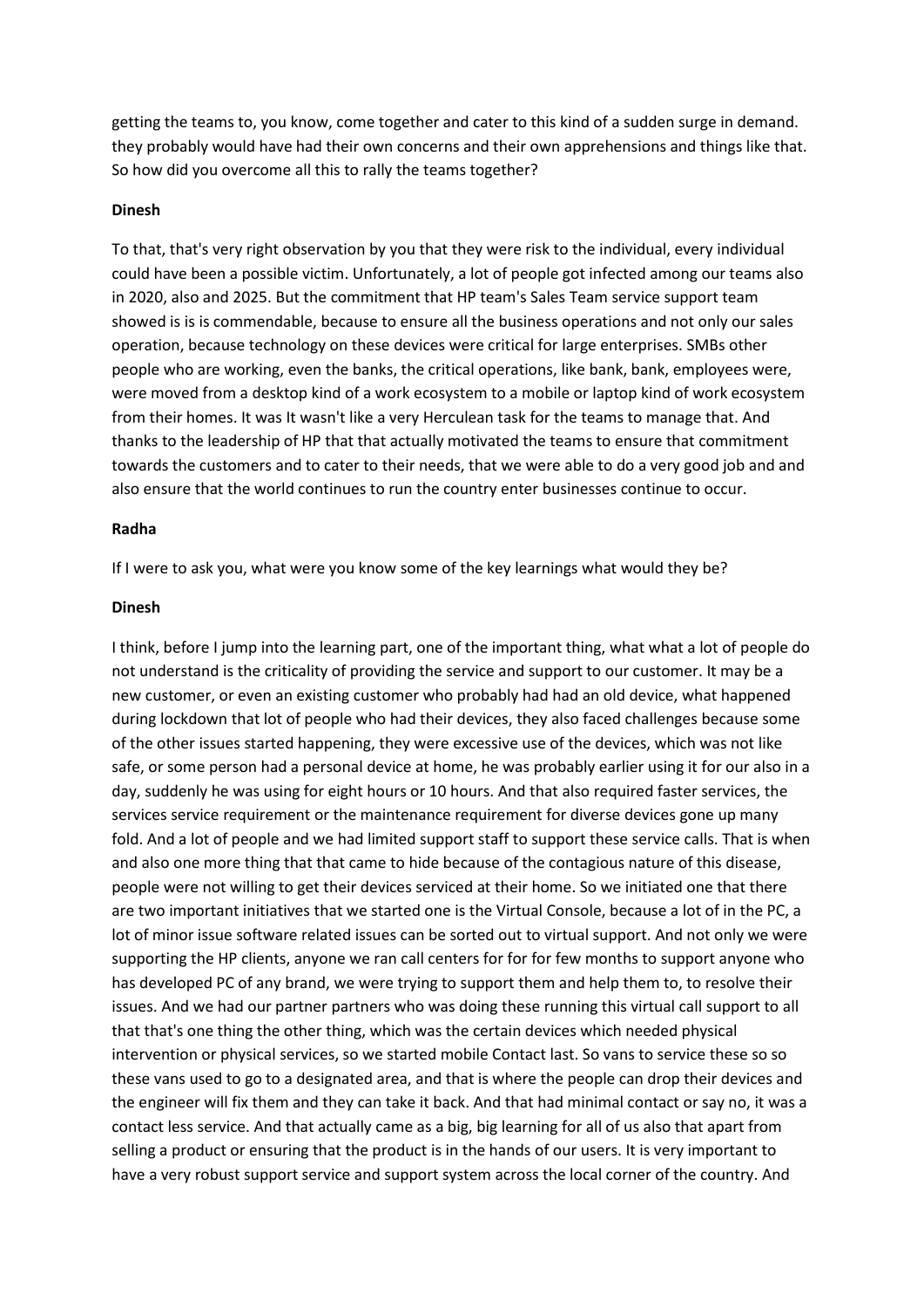getting the teams to, you know, come together and cater to this kind of a sudden surge in demand. they probably would have had their own concerns and their own apprehensions and things like that. So how did you overcome all this to rally the teams together?

**Dinesh**

To that, that's very right observation by you that they were risk to the individual, every individual could have been a possible victim. Unfortunately, a lot of people got infected among our teams also in 2020, also and 2025. But the commitment that HP team's Sales Team service support team showed is is is commendable, because to ensure all the business operations and not only our sales operation, because technology on these devices were critical for large enterprises. SMBs other people who are working, even the banks, the critical operations, like bank, bank, employees were, were moved from a desktop kind of a work ecosystem to a mobile or laptop kind of work ecosystem from their homes. It was It wasn't like a very Herculean task for the teams to manage that. And thanks to the leadership of HP that that actually motivated the teams to ensure that commitment towards the customers and to cater to their needs, that we were able to do a very good job and and also ensure that the world continues to run the country enter businesses continue to occur.

**Radha**

If I were to ask you, what were you know some of the key learnings what would they be?

**Dinesh**

I think, before I jump into the learning part, one of the important thing, what what a lot of people do not understand is the criticality of providing the service and support to our customer. It may be a new customer, or even an existing customer who probably had had an old device, what happened during lockdown that lot of people who had their devices, they also faced challenges because some of the other issues started happening, they were excessive use of the devices, which was not like safe, or some person had a personal device at home, he was probably earlier using it for our also in a day, suddenly he was using for eight hours or 10 hours. And that also required faster services, the services service requirement or the maintenance requirement for diverse devices gone up many fold. And a lot of people and we had limited support staff to support these service calls. That is when and also one more thing that that came to hide because of the contagious nature of this disease, people were not willing to get their devices serviced at their home. So we initiated one that there are two important initiatives that we started one is the Virtual Console, because a lot of in the PC, a lot of minor issue software related issues can be sorted out to virtual support. And not only we were supporting the HP clients, anyone we ran call centers for for for few months to support anyone who has developed PC of any brand, we were trying to support them and help them to, to resolve their issues. And we had our partner partners who was doing these running this virtual call support to all that that's one thing the other thing, which was the certain devices which needed physical intervention or physical services, so we started mobile Contact last. So vans to service these so so these vans used to go to a designated area, and that is where the people can drop their devices and the engineer will fix them and they can take it back. And that had minimal contact or say no, it was a contact less service. And that actually came as a big, big learning for all of us also that apart from selling a product or ensuring that the product is in the hands of our users. It is very important to have a very robust support service and support system across the local corner of the country. And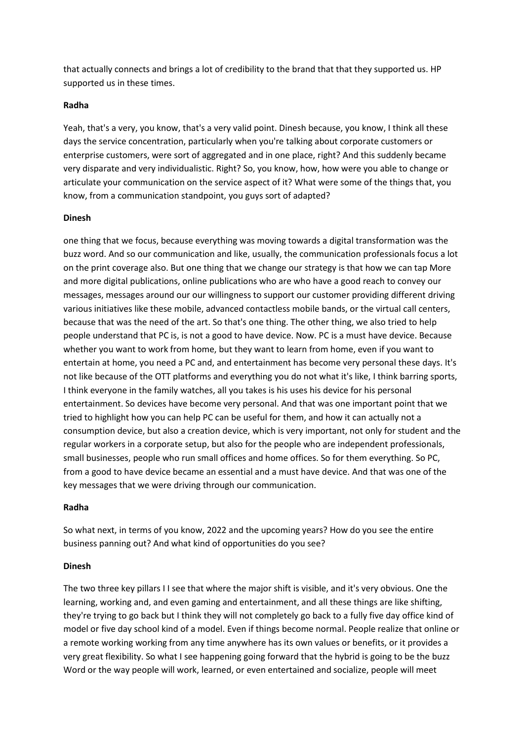that actually connects and brings a lot of credibility to the brand that that they supported us. HP supported us in these times.

**Radha**

Yeah, that's a very, you know, that's a very valid point. Dinesh because, you know, I think all these days the service concentration, particularly when you're talking about corporate customers or enterprise customers, were sort of aggregated and in one place, right? And this suddenly became very disparate and very individualistic. Right? So, you know, how, how were you able to change or articulate your communication on the service aspect of it? What were some of the things that, you know, from a communication standpoint, you guys sort of adapted?

**Dinesh**

one thing that we focus, because everything was moving towards a digital transformation was the buzz word. And so our communication and like, usually, the communication professionals focus a lot on the print coverage also. But one thing that we change our strategy is that how we can tap More and more digital publications, online publications who are who have a good reach to convey our messages, messages around our our willingness to support our customer providing different driving various initiatives like these mobile, advanced contactless mobile bands, or the virtual call centers, because that was the need of the art. So that's one thing. The other thing, we also tried to help people understand that PC is, is not a good to have device. Now. PC is a must have device. Because whether you want to work from home, but they want to learn from home, even if you want to entertain at home, you need a PC and, and entertainment has become very personal these days. It's not like because of the OTT platforms and everything you do not what it's like, I think barring sports, I think everyone in the family watches, all you takes is his uses his device for his personal entertainment. So devices have become very personal. And that was one important point that we tried to highlight how you can help PC can be useful for them, and how it can actually not a consumption device, but also a creation device, which is very important, not only for student and the regular workers in a corporate setup, but also for the people who are independent professionals, small businesses, people who run small offices and home offices. So for them everything. So PC, from a good to have device became an essential and a must have device. And that was one of the key messages that we were driving through our communication.

**Radha**

So what next, in terms of you know, 2022 and the upcoming years? How do you see the entire business panning out? And what kind of opportunities do you see?

**Dinesh**

The two three key pillars I I see that where the major shift is visible, and it's very obvious. One the learning, working and, and even gaming and entertainment, and all these things are like shifting, they're trying to go back but I think they will not completely go back to a fully five day office kind of model or five day school kind of a model. Even if things become normal. People realize that online or a remote working working from any time anywhere has its own values or benefits, or it provides a very great flexibility. So what I see happening going forward that the hybrid is going to be the buzz Word or the way people will work, learned, or even entertained and socialize, people will meet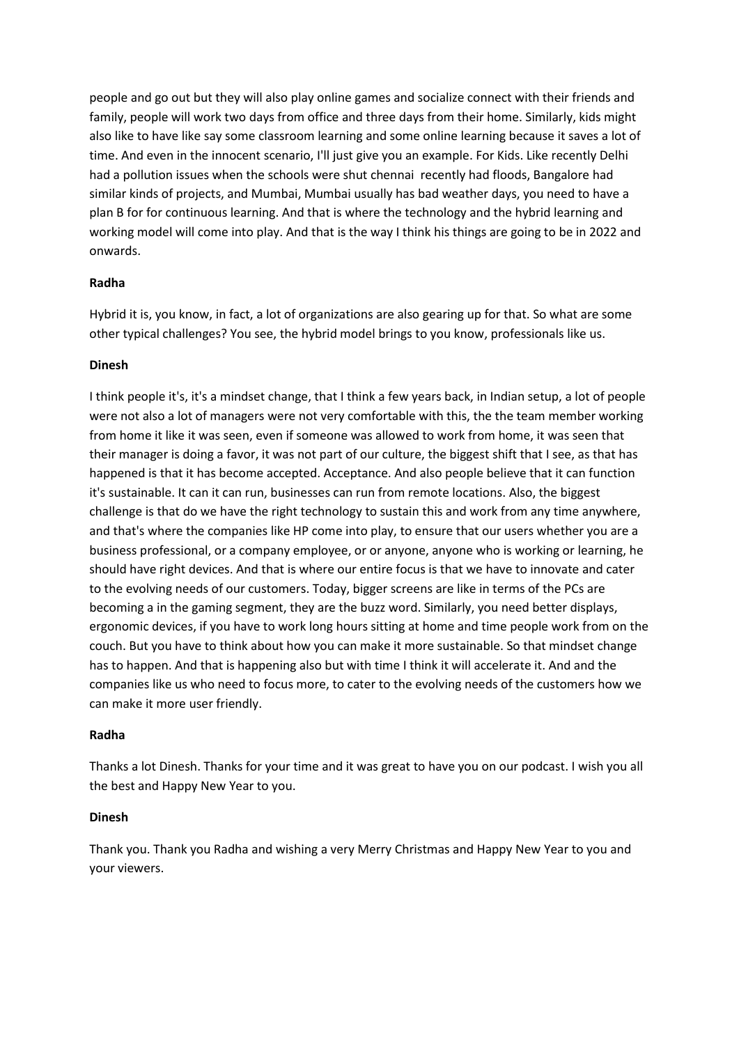people and go out but they will also play online games and socialize connect with their friends and family, people will work two days from office and three days from their home. Similarly, kids might also like to have like say some classroom learning and some online learning because it saves a lot of time. And even in the innocent scenario, I'll just give you an example. For Kids. Like recently Delhi had a pollution issues when the schools were shut chennai recently had floods, Bangalore had similar kinds of projects, and Mumbai, Mumbai usually has bad weather days, you need to have a plan B for for continuous learning. And that is where the technology and the hybrid learning and working model will come into play. And that is the way I think his things are going to be in 2022 and onwards.

**Radha**

Hybrid it is, you know, in fact, a lot of organizations are also gearing up for that. So what are some other typical challenges? You see, the hybrid model brings to you know, professionals like us.

**Dinesh**

I think people it's, it's a mindset change, that I think a few years back, in Indian setup, a lot of people were not also a lot of managers were not very comfortable with this, the the team member working from home it like it was seen, even if someone was allowed to work from home, it was seen that their manager is doing a favor, it was not part of our culture, the biggest shift that I see, as that has happened is that it has become accepted. Acceptance. And also people believe that it can function it's sustainable. It can it can run, businesses can run from remote locations. Also, the biggest challenge is that do we have the right technology to sustain this and work from any time anywhere, and that's where the companies like HP come into play, to ensure that our users whether you are a business professional, or a company employee, or or anyone, anyone who is working or learning, he should have right devices. And that is where our entire focus is that we have to innovate and cater to the evolving needs of our customers. Today, bigger screens are like in terms of the PCs are becoming a in the gaming segment, they are the buzz word. Similarly, you need better displays, ergonomic devices, if you have to work long hours sitting at home and time people work from on the couch. But you have to think about how you can make it more sustainable. So that mindset change has to happen. And that is happening also but with time I think it will accelerate it. And and the companies like us who need to focus more, to cater to the evolving needs of the customers how we can make it more user friendly.

**Radha**

Thanks a lot Dinesh. Thanks for your time and it was great to have you on our podcast. I wish you all the best and Happy New Year to you.

**Dinesh**

Thank you. Thank you Radha and wishing a very Merry Christmas and Happy New Year to you and your viewers.